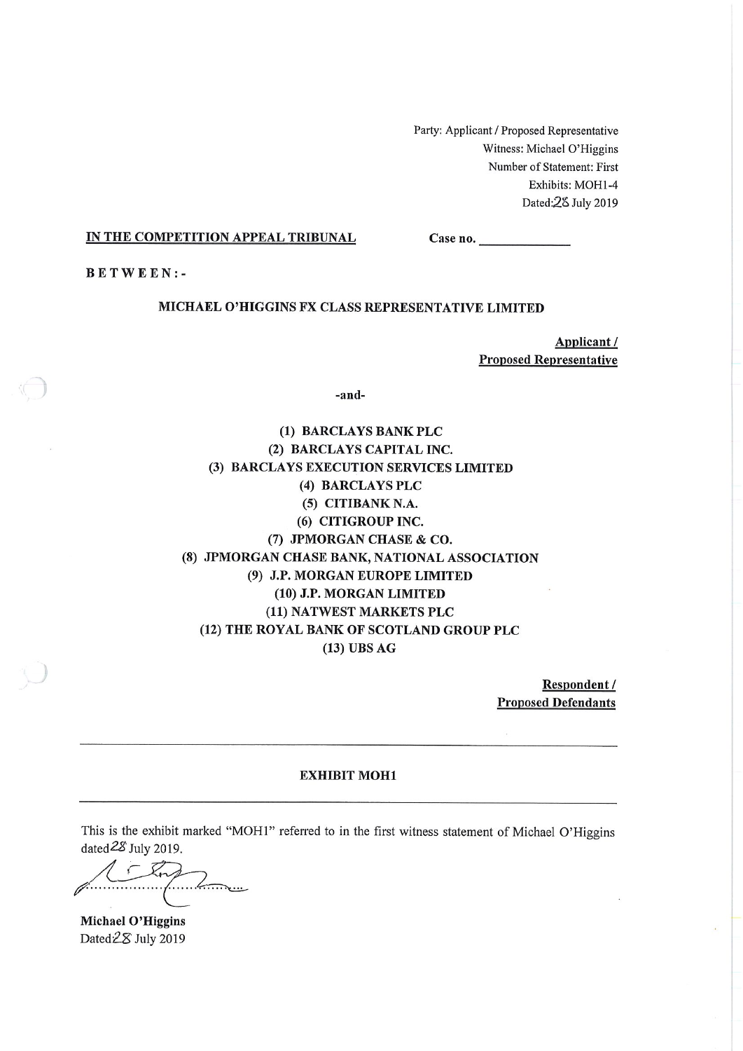Party: Applicant / Proposed Representative
Witness: Michael O'Higgins
Number of Statement: First
Exhibits: MOH1-4
Dated: 28 July 2019

**IN THE COMPETITION APPEAL TRIBUNAL** **Case no. \_\_\_\_\_\_\_\_\_\_\_\_\_**

**B E T W E E N : -**

**MICHAEL O'HIGGINS FX CLASS REPRESENTATIVE LIMITED**

**Applicant / Proposed Representative**

**-and-**

**(1) BARCLAYS BANK PLC**
**(2) BARCLAYS CAPITAL INC.**
**(3) BARCLAYS EXECUTION SERVICES LIMITED**
**(4) BARCLAYS PLC**
**(5) CITIBANK N.A.**
**(6) CITIGROUP INC.**
**(7) JPMORGAN CHASE & CO.**
**(8) JPMORGAN CHASE BANK, NATIONAL ASSOCIATION**
**(9) J.P. MORGAN EUROPE LIMITED**
**(10) J.P. MORGAN LIMITED**
**(11) NATWEST MARKETS PLC**
**(12) THE ROYAL BANK OF SCOTLAND GROUP PLC**
**(13) UBS AG**

**Respondent / Proposed Defendants**

---

**EXHIBIT MOH1**

---

This is the exhibit marked "MOH1" referred to in the first witness statement of Michael O'Higgins dated 28 July 2019.

..................................................

**Michael O'Higgins**
Dated 28 July 2019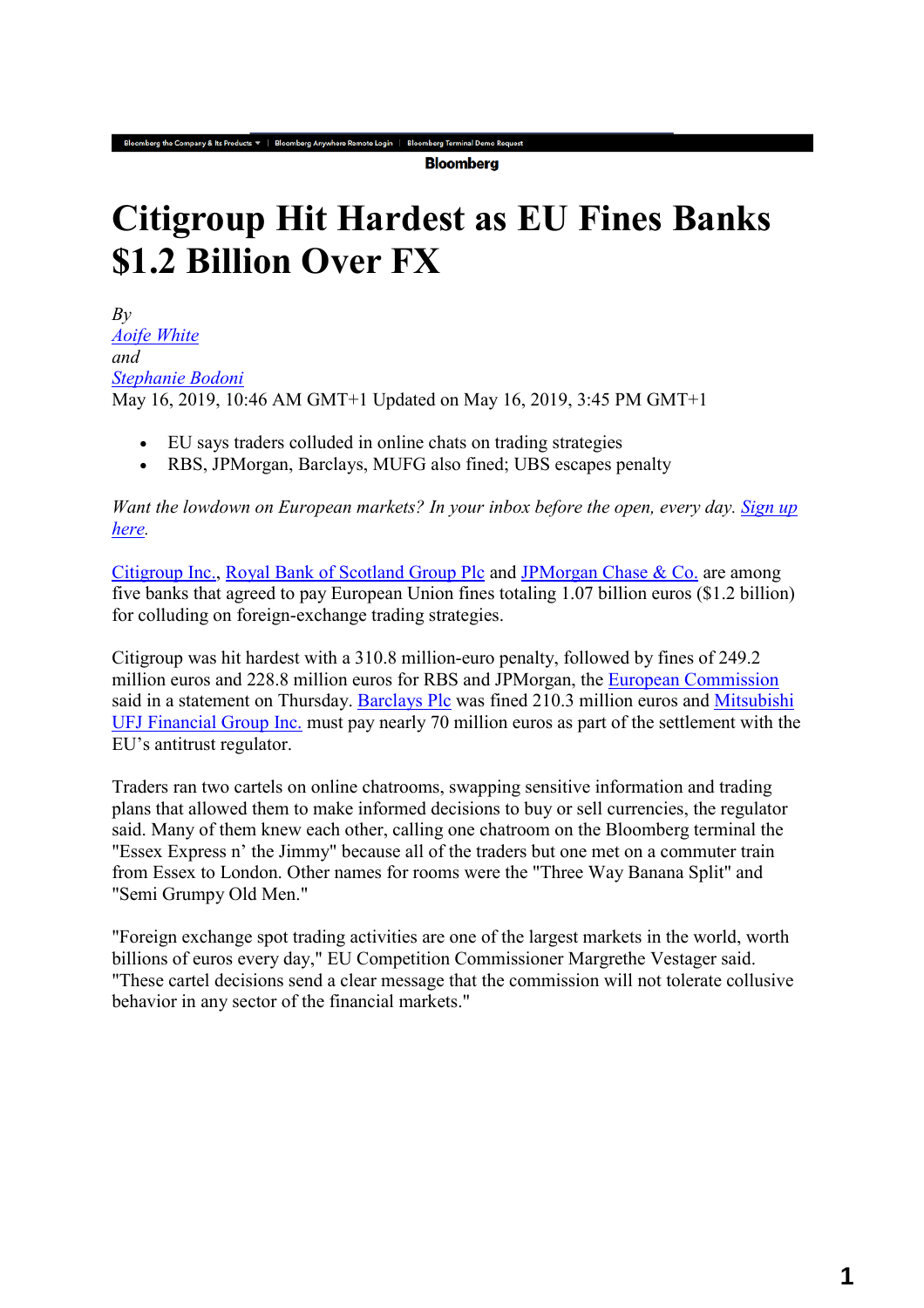Bloomberg the Company & Its Products | Bloomberg Anywhere Remote Login | Bloomberg Terminal Demo Request

**Bloomberg**

# Citigroup Hit Hardest as EU Fines Banks $1.2 Billion Over FX

*By*
*[Aoife White]*
*and*
*[Stephanie Bodoni]*
May 16, 2019, 10:46 AM GMT+1 Updated on May 16, 2019, 3:45 PM GMT+1

- EU says traders colluded in online chats on trading strategies
- RBS, JPMorgan, Barclays, MUFG also fined; UBS escapes penalty

*Want the lowdown on European markets? In your inbox before the open, every day. Sign up here.*

Citigroup Inc., Royal Bank of Scotland Group Plc and JPMorgan Chase & Co. are among five banks that agreed to pay European Union fines totaling 1.07 billion euros ($1.2 billion) for colluding on foreign-exchange trading strategies.

Citigroup was hit hardest with a 310.8 million-euro penalty, followed by fines of 249.2 million euros and 228.8 million euros for RBS and JPMorgan, the European Commission said in a statement on Thursday. Barclays Plc was fined 210.3 million euros and Mitsubishi UFJ Financial Group Inc. must pay nearly 70 million euros as part of the settlement with the EU's antitrust regulator.

Traders ran two cartels on online chatrooms, swapping sensitive information and trading plans that allowed them to make informed decisions to buy or sell currencies, the regulator said. Many of them knew each other, calling one chatroom on the Bloomberg terminal the "Essex Express n' the Jimmy" because all of the traders but one met on a commuter train from Essex to London. Other names for rooms were the "Three Way Banana Split" and "Semi Grumpy Old Men."

"Foreign exchange spot trading activities are one of the largest markets in the world, worth billions of euros every day," EU Competition Commissioner Margrethe Vestager said. "These cartel decisions send a clear message that the commission will not tolerate collusive behavior in any sector of the financial markets."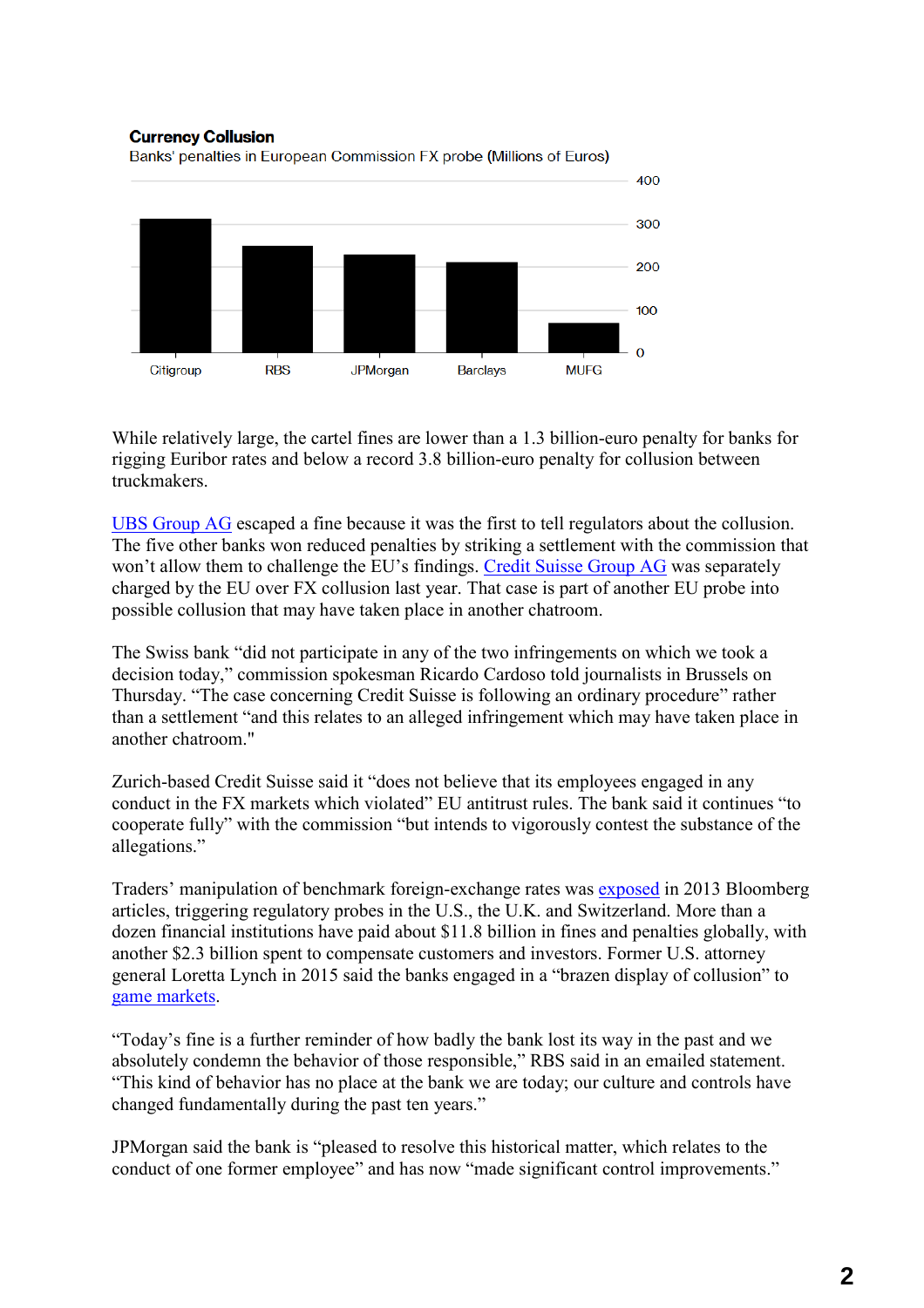**Currency Collusion**

Banks' penalties in European Commission FX probe (Millions of Euros)

400

300

200

100

0

Citigroup

RBS

JPMorgan

Barclays

MUFG

While relatively large, the cartel fines are lower than a 1.3 billion-euro penalty for banks for rigging Euribor rates and below a record 3.8 billion-euro penalty for collusion between truckmakers.

UBS Group AG escaped a fine because it was the first to tell regulators about the collusion. The five other banks won reduced penalties by striking a settlement with the commission that won't allow them to challenge the EU's findings. Credit Suisse Group AG was separately charged by the EU over FX collusion last year. That case is part of another EU probe into possible collusion that may have taken place in another chatroom.

The Swiss bank "did not participate in any of the two infringements on which we took a decision today," commission spokesman Ricardo Cardoso told journalists in Brussels on Thursday. "The case concerning Credit Suisse is following an ordinary procedure" rather than a settlement "and this relates to an alleged infringement which may have taken place in another chatroom."

Zurich-based Credit Suisse said it "does not believe that its employees engaged in any conduct in the FX markets which violated" EU antitrust rules. The bank said it continues "to cooperate fully" with the commission "but intends to vigorously contest the substance of the allegations."

Traders' manipulation of benchmark foreign-exchange rates was exposed in 2013 Bloomberg articles, triggering regulatory probes in the U.S., the U.K. and Switzerland. More than a dozen financial institutions have paid about $11.8 billion in fines and penalties globally, with another $2.3 billion spent to compensate customers and investors. Former U.S. attorney general Loretta Lynch in 2015 said the banks engaged in a "brazen display of collusion" to game markets.

"Today's fine is a further reminder of how badly the bank lost its way in the past and we absolutely condemn the behavior of those responsible," RBS said in an emailed statement. "This kind of behavior has no place at the bank we are today; our culture and controls have changed fundamentally during the past ten years."

JPMorgan said the bank is "pleased to resolve this historical matter, which relates to the conduct of one former employee" and has now "made significant control improvements."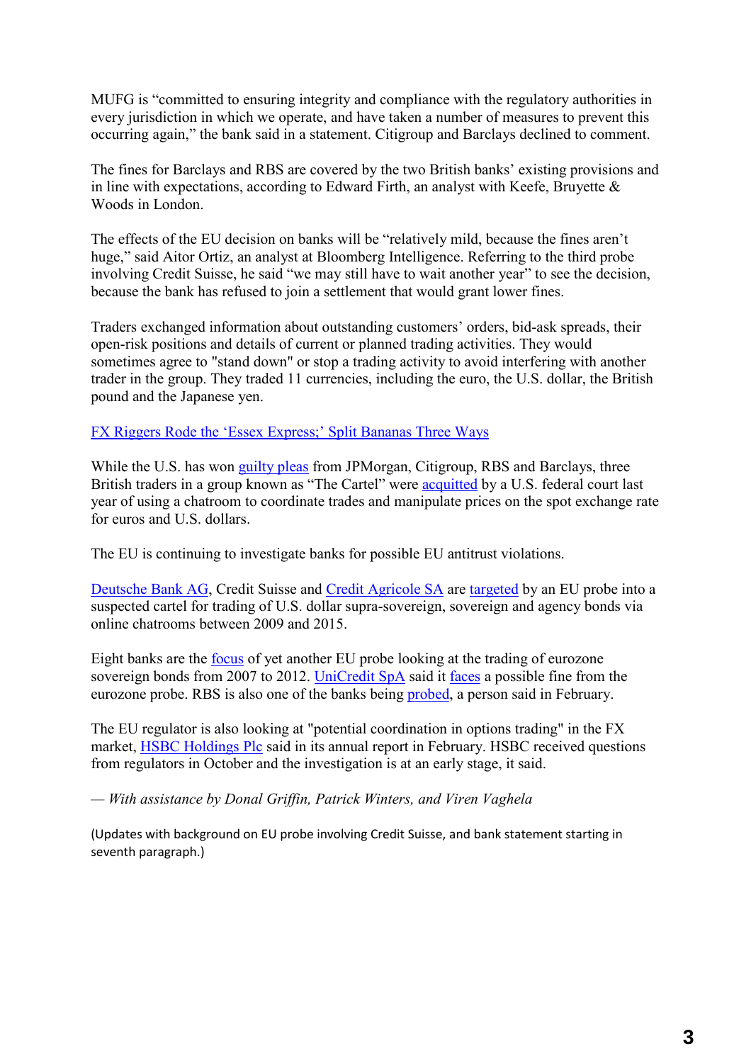MUFG is “committed to ensuring integrity and compliance with the regulatory authorities in every jurisdiction in which we operate, and have taken a number of measures to prevent this occurring again,” the bank said in a statement. Citigroup and Barclays declined to comment.

The fines for Barclays and RBS are covered by the two British banks’ existing provisions and in line with expectations, according to Edward Firth, an analyst with Keefe, Bruyette & Woods in London.

The effects of the EU decision on banks will be “relatively mild, because the fines aren’t huge,” said Aitor Ortiz, an analyst at Bloomberg Intelligence. Referring to the third probe involving Credit Suisse, he said “we may still have to wait another year” to see the decision, because the bank has refused to join a settlement that would grant lower fines.

Traders exchanged information about outstanding customers’ orders, bid-ask spreads, their open-risk positions and details of current or planned trading activities. They would sometimes agree to "stand down" or stop a trading activity to avoid interfering with another trader in the group. They traded 11 currencies, including the euro, the U.S. dollar, the British pound and the Japanese yen.

FX Riggers Rode the ‘Essex Express;’ Split Bananas Three Ways

While the U.S. has won guilty pleas from JPMorgan, Citigroup, RBS and Barclays, three British traders in a group known as “The Cartel” were acquitted by a U.S. federal court last year of using a chatroom to coordinate trades and manipulate prices on the spot exchange rate for euros and U.S. dollars.

The EU is continuing to investigate banks for possible EU antitrust violations.

Deutsche Bank AG, Credit Suisse and Credit Agricole SA are targeted by an EU probe into a suspected cartel for trading of U.S. dollar supra-sovereign, sovereign and agency bonds via online chatrooms between 2009 and 2015.

Eight banks are the focus of yet another EU probe looking at the trading of eurozone sovereign bonds from 2007 to 2012. UniCredit SpA said it faces a possible fine from the eurozone probe. RBS is also one of the banks being probed, a person said in February.

The EU regulator is also looking at "potential coordination in options trading" in the FX market, HSBC Holdings Plc said in its annual report in February. HSBC received questions from regulators in October and the investigation is at an early stage, it said.

— *With assistance by Donal Griffin, Patrick Winters, and Viren Vaghela*

(Updates with background on EU probe involving Credit Suisse, and bank statement starting in seventh paragraph.)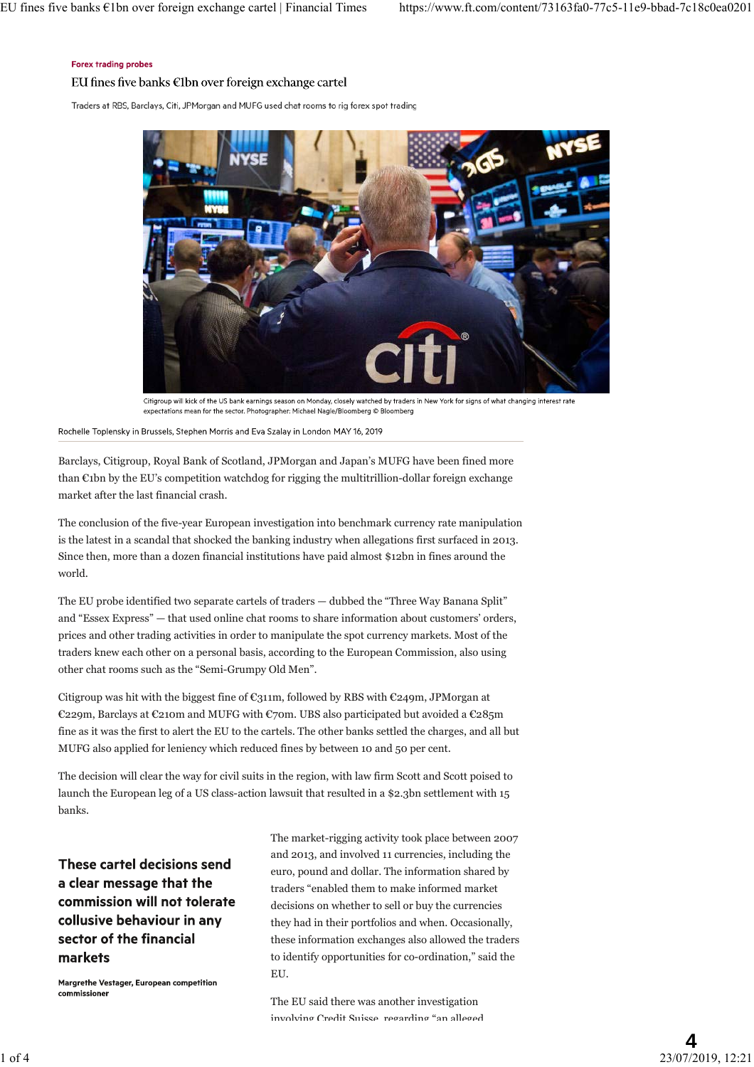Forex trading probes

# EU fines five banks €1bn over foreign exchange cartel

Traders at RBS, Barclays, Citi, JPMorgan and MUFG used chat rooms to rig forex spot trading

Citigroup will kick of the US bank earnings season on Monday, closely watched by traders in New York for signs of what changing interest rate expectations mean for the sector. Photographer: Michael Nagle/Bloomberg © Bloomberg

Rochelle Toplensky in Brussels, Stephen Morris and Eva Szalay in London MAY 16, 2019

Barclays, Citigroup, Royal Bank of Scotland, JPMorgan and Japan's MUFG have been fined more than €1bn by the EU's competition watchdog for rigging the multitrillion-dollar foreign exchange market after the last financial crash.

The conclusion of the five-year European investigation into benchmark currency rate manipulation is the latest in a scandal that shocked the banking industry when allegations first surfaced in 2013. Since then, more than a dozen financial institutions have paid almost $12bn in fines around the world.

The EU probe identified two separate cartels of traders — dubbed the "Three Way Banana Split" and "Essex Express" — that used online chat rooms to share information about customers' orders, prices and other trading activities in order to manipulate the spot currency markets. Most of the traders knew each other on a personal basis, according to the European Commission, also using other chat rooms such as the "Semi-Grumpy Old Men".

Citigroup was hit with the biggest fine of €311m, followed by RBS with €249m, JPMorgan at €229m, Barclays at €210m and MUFG with €70m. UBS also participated but avoided a €285m fine as it was the first to alert the EU to the cartels. The other banks settled the charges, and all but MUFG also applied for leniency which reduced fines by between 10 and 50 per cent.

The decision will clear the way for civil suits in the region, with law firm Scott and Scott poised to launch the European leg of a US class-action lawsuit that resulted in a $2.3bn settlement with 15 banks.

**These cartel decisions send a clear message that the commission will not tolerate collusive behaviour in any sector of the financial markets**

**Margrethe Vestager, European competition commissioner**

The market-rigging activity took place between 2007 and 2013, and involved 11 currencies, including the euro, pound and dollar. The information shared by traders "enabled them to make informed market decisions on whether to sell or buy the currencies they had in their portfolios and when. Occasionally, these information exchanges also allowed the traders to identify opportunities for co-ordination," said the EU.

The EU said there was another investigation involving Credit Suisse, regarding "an alleged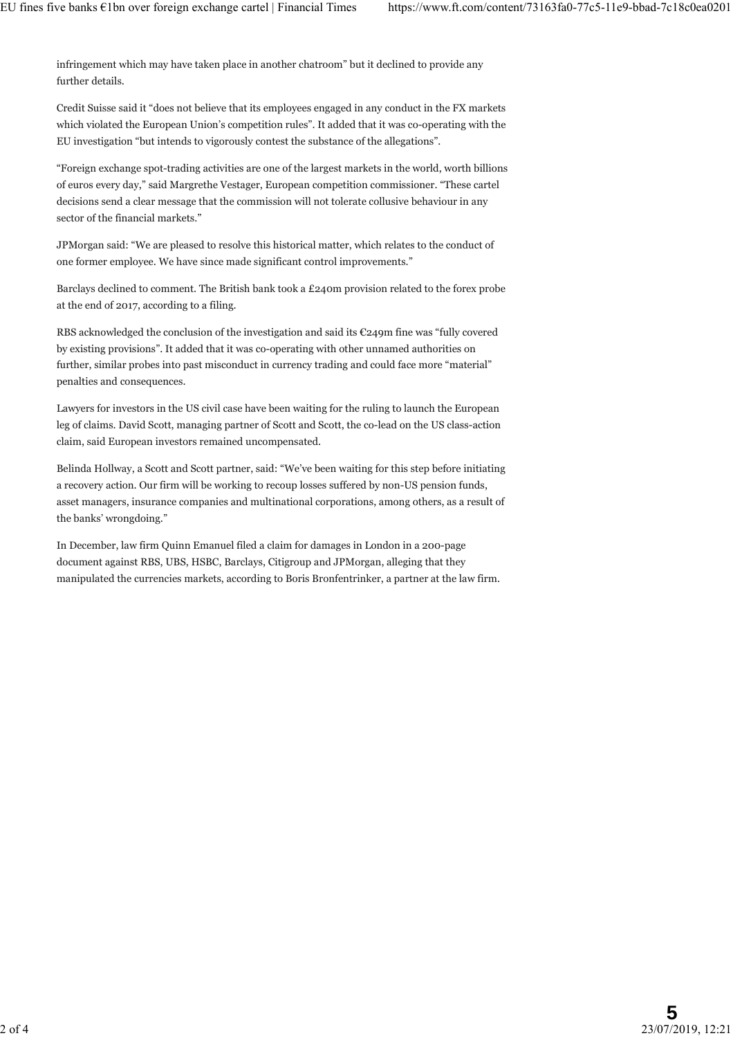infringement which may have taken place in another chatroom" but it declined to provide any further details.

Credit Suisse said it "does not believe that its employees engaged in any conduct in the FX markets which violated the European Union's competition rules". It added that it was co-operating with the EU investigation "but intends to vigorously contest the substance of the allegations".

"Foreign exchange spot-trading activities are one of the largest markets in the world, worth billions of euros every day," said Margrethe Vestager, European competition commissioner. "These cartel decisions send a clear message that the commission will not tolerate collusive behaviour in any sector of the financial markets."

JPMorgan said: "We are pleased to resolve this historical matter, which relates to the conduct of one former employee. We have since made significant control improvements."

Barclays declined to comment. The British bank took a £240m provision related to the forex probe at the end of 2017, according to a filing.

RBS acknowledged the conclusion of the investigation and said its €249m fine was "fully covered by existing provisions". It added that it was co-operating with other unnamed authorities on further, similar probes into past misconduct in currency trading and could face more "material" penalties and consequences.

Lawyers for investors in the US civil case have been waiting for the ruling to launch the European leg of claims. David Scott, managing partner of Scott and Scott, the co-lead on the US class-action claim, said European investors remained uncompensated.

Belinda Hollway, a Scott and Scott partner, said: "We've been waiting for this step before initiating a recovery action. Our firm will be working to recoup losses suffered by non-US pension funds, asset managers, insurance companies and multinational corporations, among others, as a result of the banks' wrongdoing."

In December, law firm Quinn Emanuel filed a claim for damages in London in a 200-page document against RBS, UBS, HSBC, Barclays, Citigroup and JPMorgan, alleging that they manipulated the currencies markets, according to Boris Bronfentrinker, a partner at the law firm.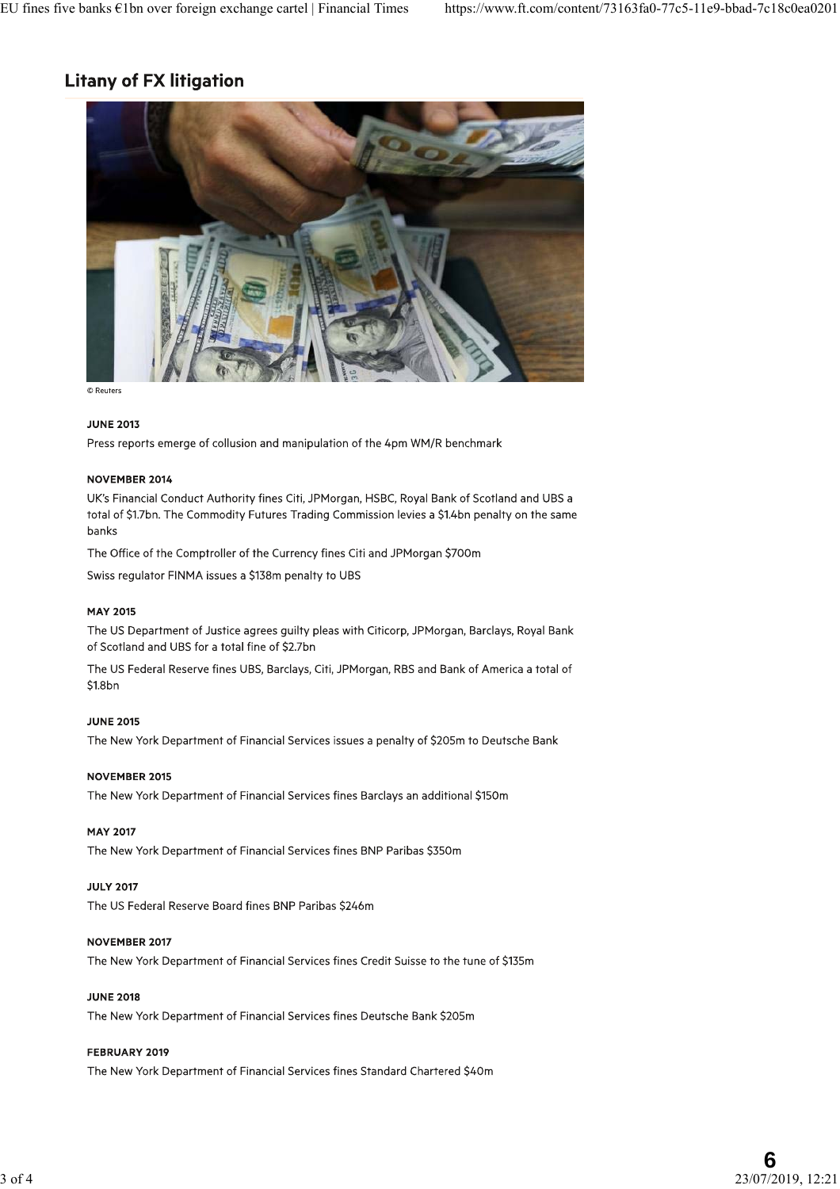## Litany of FX litigation

© Reuters

**JUNE 2013**

Press reports emerge of collusion and manipulation of the 4pm WM/R benchmark

**NOVEMBER 2014**

UK's Financial Conduct Authority fines Citi, JPMorgan, HSBC, Royal Bank of Scotland and UBS a total of $1.7bn. The Commodity Futures Trading Commission levies a $1.4bn penalty on the same banks

The Office of the Comptroller of the Currency fines Citi and JPMorgan $700m

Swiss regulator FINMA issues a $138m penalty to UBS

**MAY 2015**

The US Department of Justice agrees guilty pleas with Citicorp, JPMorgan, Barclays, Royal Bank of Scotland and UBS for a total fine of $2.7bn

The US Federal Reserve fines UBS, Barclays, Citi, JPMorgan, RBS and Bank of America a total of $1.8bn

**JUNE 2015**

The New York Department of Financial Services issues a penalty of $205m to Deutsche Bank

**NOVEMBER 2015**

The New York Department of Financial Services fines Barclays an additional $150m

**MAY 2017**

The New York Department of Financial Services fines BNP Paribas $350m

**JULY 2017**

The US Federal Reserve Board fines BNP Paribas $246m

**NOVEMBER 2017**

The New York Department of Financial Services fines Credit Suisse to the tune of $135m

**JUNE 2018**

The New York Department of Financial Services fines Deutsche Bank $205m

**FEBRUARY 2019**

The New York Department of Financial Services fines Standard Chartered $40m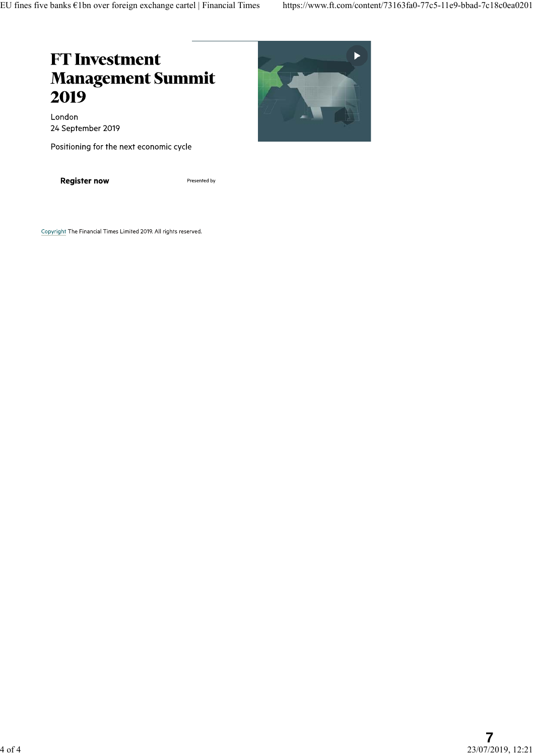# FT Investment Management Summit 2019

London
24 September 2019

Positioning for the next economic cycle

**Register now**

Presented by

Copyright The Financial Times Limited 2019. All rights reserved.